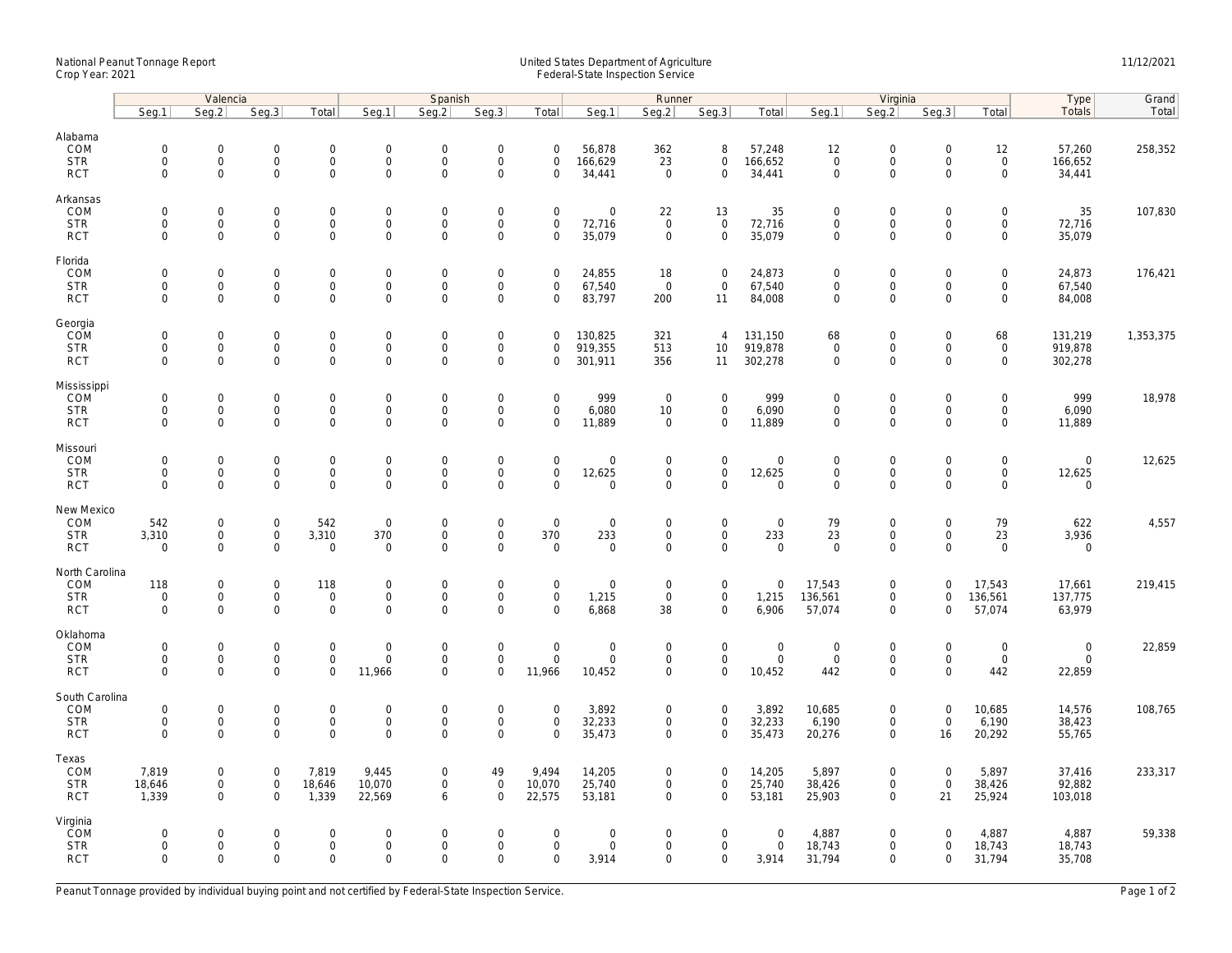National Peanut Tonnage Report
Crop Year: 2021

United States Department of Agriculture
Federal-State Inspection Service

11/12/2021

| | Valencia | | | | Spanish | | | | Runner | | | | Virginia | | | | Type | Grand |
|---|---|---|---|---|---|---|---|---|---|---|---|---|---|---|---|---|---|---|
| | Seg.1 | Seg.2 | Seg.3 | Total | Seg.1 | Seg.2 | Seg.3 | Total | Seg.1 | Seg.2 | Seg.3 | Total | Seg.1 | Seg.2 | Seg.3 | Total | Totals | Total |
| **Alabama** | | | | | | | | | | | | | | | | | | |
| COM | 0 | 0 | 0 | 0 | 0 | 0 | 0 | 0 | 56,878 | 362 | 8 | 57,248 | 12 | 0 | 0 | 12 | 57,260 | 258,352 |
| STR | 0 | 0 | 0 | 0 | 0 | 0 | 0 | 0 | 166,629 | 23 | 0 | 166,652 | 0 | 0 | 0 | 0 | 166,652 | |
| RCT | 0 | 0 | 0 | 0 | 0 | 0 | 0 | 0 | 34,441 | 0 | 0 | 34,441 | 0 | 0 | 0 | 0 | 34,441 | |
| **Arkansas** | | | | | | | | | | | | | | | | | | |
| COM | 0 | 0 | 0 | 0 | 0 | 0 | 0 | 0 | 0 | 22 | 13 | 35 | 0 | 0 | 0 | 0 | 35 | 107,830 |
| STR | 0 | 0 | 0 | 0 | 0 | 0 | 0 | 0 | 72,716 | 0 | 0 | 72,716 | 0 | 0 | 0 | 0 | 72,716 | |
| RCT | 0 | 0 | 0 | 0 | 0 | 0 | 0 | 0 | 35,079 | 0 | 0 | 35,079 | 0 | 0 | 0 | 0 | 35,079 | |
| **Florida** | | | | | | | | | | | | | | | | | | |
| COM | 0 | 0 | 0 | 0 | 0 | 0 | 0 | 0 | 24,855 | 18 | 0 | 24,873 | 0 | 0 | 0 | 0 | 24,873 | 176,421 |
| STR | 0 | 0 | 0 | 0 | 0 | 0 | 0 | 0 | 67,540 | 0 | 0 | 67,540 | 0 | 0 | 0 | 0 | 67,540 | |
| RCT | 0 | 0 | 0 | 0 | 0 | 0 | 0 | 0 | 83,797 | 200 | 11 | 84,008 | 0 | 0 | 0 | 0 | 84,008 | |
| **Georgia** | | | | | | | | | | | | | | | | | | |
| COM | 0 | 0 | 0 | 0 | 0 | 0 | 0 | 0 | 130,825 | 321 | 4 | 131,150 | 68 | 0 | 0 | 68 | 131,219 | 1,353,375 |
| STR | 0 | 0 | 0 | 0 | 0 | 0 | 0 | 0 | 919,355 | 513 | 10 | 919,878 | 0 | 0 | 0 | 0 | 919,878 | |
| RCT | 0 | 0 | 0 | 0 | 0 | 0 | 0 | 0 | 301,911 | 356 | 11 | 302,278 | 0 | 0 | 0 | 0 | 302,278 | |
| **Mississippi** | | | | | | | | | | | | | | | | | | |
| COM | 0 | 0 | 0 | 0 | 0 | 0 | 0 | 0 | 999 | 0 | 0 | 999 | 0 | 0 | 0 | 0 | 999 | 18,978 |
| STR | 0 | 0 | 0 | 0 | 0 | 0 | 0 | 0 | 6,080 | 10 | 0 | 6,090 | 0 | 0 | 0 | 0 | 6,090 | |
| RCT | 0 | 0 | 0 | 0 | 0 | 0 | 0 | 0 | 11,889 | 0 | 0 | 11,889 | 0 | 0 | 0 | 0 | 11,889 | |
| **Missouri** | | | | | | | | | | | | | | | | | | |
| COM | 0 | 0 | 0 | 0 | 0 | 0 | 0 | 0 | 0 | 0 | 0 | 0 | 0 | 0 | 0 | 0 | 0 | 12,625 |
| STR | 0 | 0 | 0 | 0 | 0 | 0 | 0 | 0 | 12,625 | 0 | 0 | 12,625 | 0 | 0 | 0 | 0 | 12,625 | |
| RCT | 0 | 0 | 0 | 0 | 0 | 0 | 0 | 0 | 0 | 0 | 0 | 0 | 0 | 0 | 0 | 0 | 0 | |
| **New Mexico** | | | | | | | | | | | | | | | | | | |
| COM | 542 | 0 | 0 | 542 | 0 | 0 | 0 | 0 | 0 | 0 | 0 | 0 | 79 | 0 | 0 | 79 | 622 | 4,557 |
| STR | 3,310 | 0 | 0 | 3,310 | 370 | 0 | 0 | 370 | 233 | 0 | 0 | 233 | 23 | 0 | 0 | 23 | 3,936 | |
| RCT | 0 | 0 | 0 | 0 | 0 | 0 | 0 | 0 | 0 | 0 | 0 | 0 | 0 | 0 | 0 | 0 | 0 | |
| **North Carolina** | | | | | | | | | | | | | | | | | | |
| COM | 118 | 0 | 0 | 118 | 0 | 0 | 0 | 0 | 0 | 0 | 0 | 0 | 17,543 | 0 | 0 | 17,543 | 17,661 | 219,415 |
| STR | 0 | 0 | 0 | 0 | 0 | 0 | 0 | 0 | 1,215 | 0 | 0 | 1,215 | 136,561 | 0 | 0 | 136,561 | 137,775 | |
| RCT | 0 | 0 | 0 | 0 | 0 | 0 | 0 | 0 | 6,868 | 38 | 0 | 6,906 | 57,074 | 0 | 0 | 57,074 | 63,979 | |
| **Oklahoma** | | | | | | | | | | | | | | | | | | |
| COM | 0 | 0 | 0 | 0 | 0 | 0 | 0 | 0 | 0 | 0 | 0 | 0 | 0 | 0 | 0 | 0 | 0 | 22,859 |
| STR | 0 | 0 | 0 | 0 | 0 | 0 | 0 | 0 | 0 | 0 | 0 | 0 | 0 | 0 | 0 | 0 | 0 | |
| RCT | 0 | 0 | 0 | 0 | 11,966 | 0 | 0 | 11,966 | 10,452 | 0 | 0 | 10,452 | 442 | 0 | 0 | 442 | 22,859 | |
| **South Carolina** | | | | | | | | | | | | | | | | | | |
| COM | 0 | 0 | 0 | 0 | 0 | 0 | 0 | 0 | 3,892 | 0 | 0 | 3,892 | 10,685 | 0 | 0 | 10,685 | 14,576 | 108,765 |
| STR | 0 | 0 | 0 | 0 | 0 | 0 | 0 | 0 | 32,233 | 0 | 0 | 32,233 | 6,190 | 0 | 0 | 6,190 | 38,423 | |
| RCT | 0 | 0 | 0 | 0 | 0 | 0 | 0 | 0 | 35,473 | 0 | 0 | 35,473 | 20,276 | 0 | 16 | 20,292 | 55,765 | |
| **Texas** | | | | | | | | | | | | | | | | | | |
| COM | 7,819 | 0 | 0 | 7,819 | 9,445 | 0 | 49 | 9,494 | 14,205 | 0 | 0 | 14,205 | 5,897 | 0 | 0 | 5,897 | 37,416 | 233,317 |
| STR | 18,646 | 0 | 0 | 18,646 | 10,070 | 0 | 0 | 10,070 | 25,740 | 0 | 0 | 25,740 | 38,426 | 0 | 0 | 38,426 | 92,882 | |
| RCT | 1,339 | 0 | 0 | 1,339 | 22,569 | 6 | 0 | 22,575 | 53,181 | 0 | 0 | 53,181 | 25,903 | 0 | 21 | 25,924 | 103,018 | |
| **Virginia** | | | | | | | | | | | | | | | | | | |
| COM | 0 | 0 | 0 | 0 | 0 | 0 | 0 | 0 | 0 | 0 | 0 | 0 | 4,887 | 0 | 0 | 4,887 | 4,887 | 59,338 |
| STR | 0 | 0 | 0 | 0 | 0 | 0 | 0 | 0 | 0 | 0 | 0 | 0 | 18,743 | 0 | 0 | 18,743 | 18,743 | |
| RCT | 0 | 0 | 0 | 0 | 0 | 0 | 0 | 0 | 3,914 | 0 | 0 | 3,914 | 31,794 | 0 | 0 | 31,794 | 35,708 | |

Peanut Tonnage provided by individual buying point and not certified by Federal-State Inspection Service.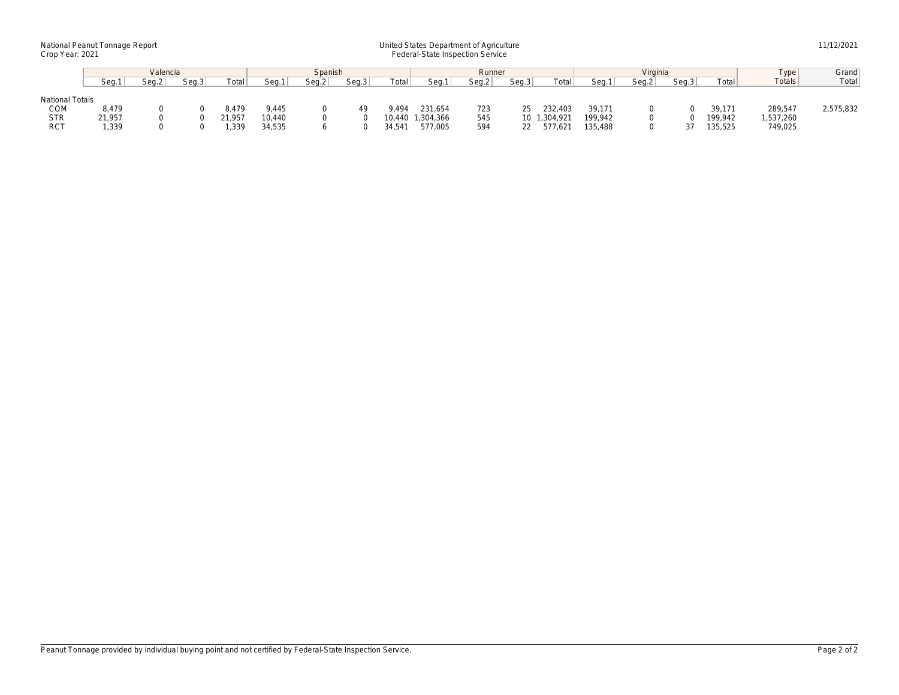National Peanut Tonnage Report
Crop Year: 2021

United States Department of Agriculture
Federal-State Inspection Service

11/12/2021

| | Valencia | | | | Spanish | | | | Runner | | | | Virginia | | | | Type | Grand |
|---|---|---|---|---|---|---|---|---|---|---|---|---|---|---|---|---|---|---|
| | Seg.1 | Seg.2 | Seg.3 | Total | Seg.1 | Seg.2 | Seg.3 | Total | Seg.1 | Seg.2 | Seg.3 | Total | Seg.1 | Seg.2 | Seg.3 | Total | Totals | Total |
| National Totals | | | | | | | | | | | | | | | | | | |
| COM | 8,479 | 0 | 0 | 8,479 | 9,445 | 0 | 49 | 9,494 | 231,654 | 723 | 25 | 232,403 | 39,171 | 0 | 0 | 39,171 | 289,547 | 2,575,832 |
| STR | 21,957 | 0 | 0 | 21,957 | 10,440 | 0 | 0 | 10,440 | 1,304,366 | 545 | 10 | 1,304,921 | 199,942 | 0 | 0 | 199,942 | 1,537,260 | |
| RCT | 1,339 | 0 | 0 | 1,339 | 34,535 | 6 | 0 | 34,541 | 577,005 | 594 | 22 | 577,621 | 135,488 | 0 | 37 | 135,525 | 749,025 | |

Peanut Tonnage provided by individual buying point and not certified by Federal-State Inspection Service.